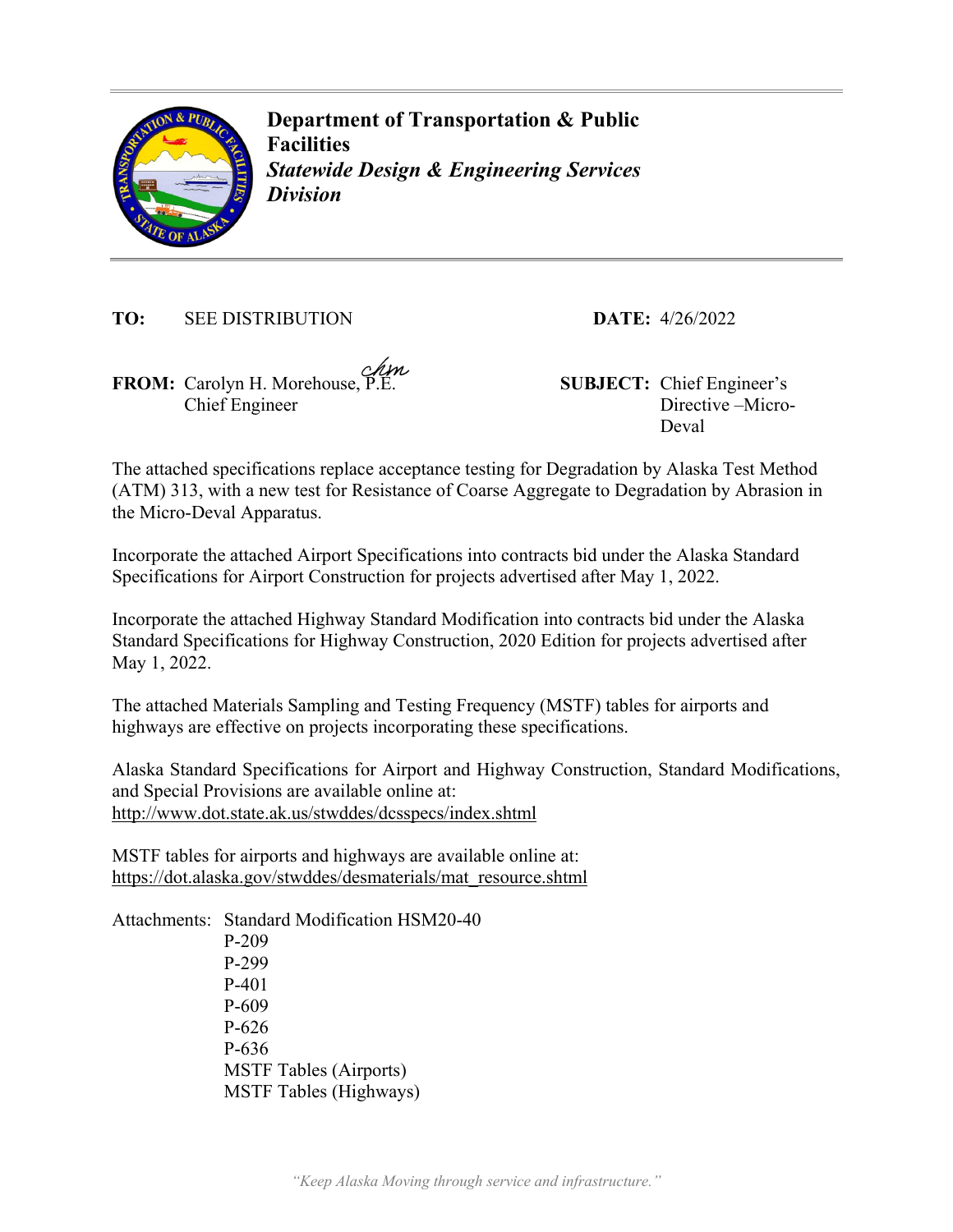**Department of Transportation & Public Facilities**
***Statewide Design & Engineering Services Division***

**TO:** SEE DISTRIBUTION **DATE:** 4/26/2022

**FROM:** Carolyn H. Morehouse, P.E.
Chief Engineer

**SUBJECT:** Chief Engineer's Directive –Micro-Deval

The attached specifications replace acceptance testing for Degradation by Alaska Test Method (ATM) 313, with a new test for Resistance of Coarse Aggregate to Degradation by Abrasion in the Micro-Deval Apparatus.

Incorporate the attached Airport Specifications into contracts bid under the Alaska Standard Specifications for Airport Construction for projects advertised after May 1, 2022.

Incorporate the attached Highway Standard Modification into contracts bid under the Alaska Standard Specifications for Highway Construction, 2020 Edition for projects advertised after May 1, 2022.

The attached Materials Sampling and Testing Frequency (MSTF) tables for airports and highways are effective on projects incorporating these specifications.

Alaska Standard Specifications for Airport and Highway Construction, Standard Modifications, and Special Provisions are available online at:
http://www.dot.state.ak.us/stwddes/dcsspecs/index.shtml

MSTF tables for airports and highways are available online at:
https://dot.alaska.gov/stwddes/desmaterials/mat_resource.shtml

Attachments: Standard Modification HSM20-40
- P-209
- P-299
- P-401
- P-609
- P-626
- P-636
- MSTF Tables (Airports)
- MSTF Tables (Highways)

*"Keep Alaska Moving through service and infrastructure."*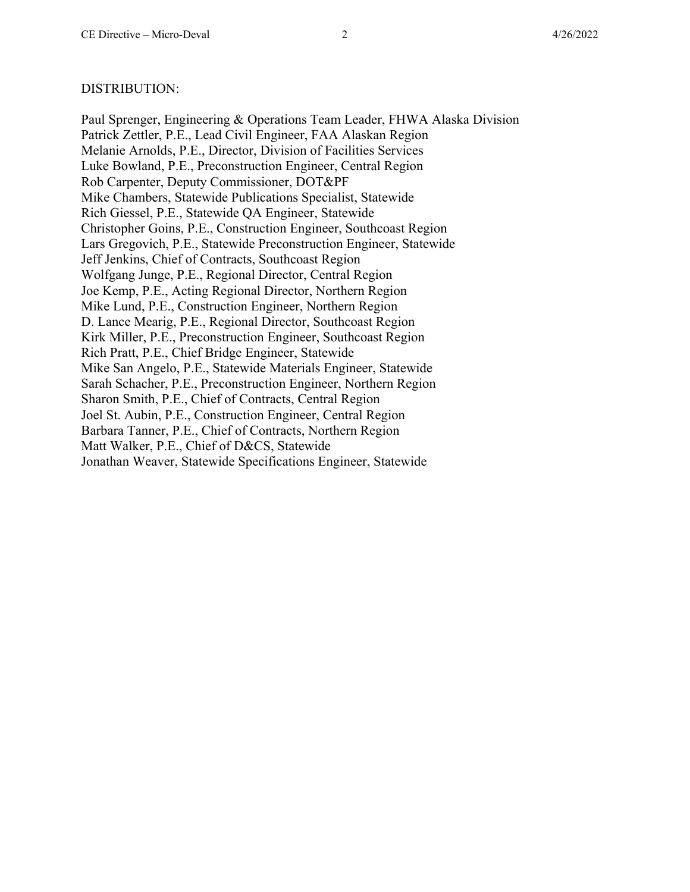DISTRIBUTION:

Paul Sprenger, Engineering & Operations Team Leader, FHWA Alaska Division
Patrick Zettler, P.E., Lead Civil Engineer, FAA Alaskan Region
Melanie Arnolds, P.E., Director, Division of Facilities Services
Luke Bowland, P.E., Preconstruction Engineer, Central Region
Rob Carpenter, Deputy Commissioner, DOT&PF
Mike Chambers, Statewide Publications Specialist, Statewide
Rich Giessel, P.E., Statewide QA Engineer, Statewide
Christopher Goins, P.E., Construction Engineer, Southcoast Region
Lars Gregovich, P.E., Statewide Preconstruction Engineer, Statewide
Jeff Jenkins, Chief of Contracts, Southcoast Region
Wolfgang Junge, P.E., Regional Director, Central Region
Joe Kemp, P.E., Acting Regional Director, Northern Region
Mike Lund, P.E., Construction Engineer, Northern Region
D. Lance Mearig, P.E., Regional Director, Southcoast Region
Kirk Miller, P.E., Preconstruction Engineer, Southcoast Region
Rich Pratt, P.E., Chief Bridge Engineer, Statewide
Mike San Angelo, P.E., Statewide Materials Engineer, Statewide
Sarah Schacher, P.E., Preconstruction Engineer, Northern Region
Sharon Smith, P.E., Chief of Contracts, Central Region
Joel St. Aubin, P.E., Construction Engineer, Central Region
Barbara Tanner, P.E., Chief of Contracts, Northern Region
Matt Walker, P.E., Chief of D&CS, Statewide
Jonathan Weaver, Statewide Specifications Engineer, Statewide